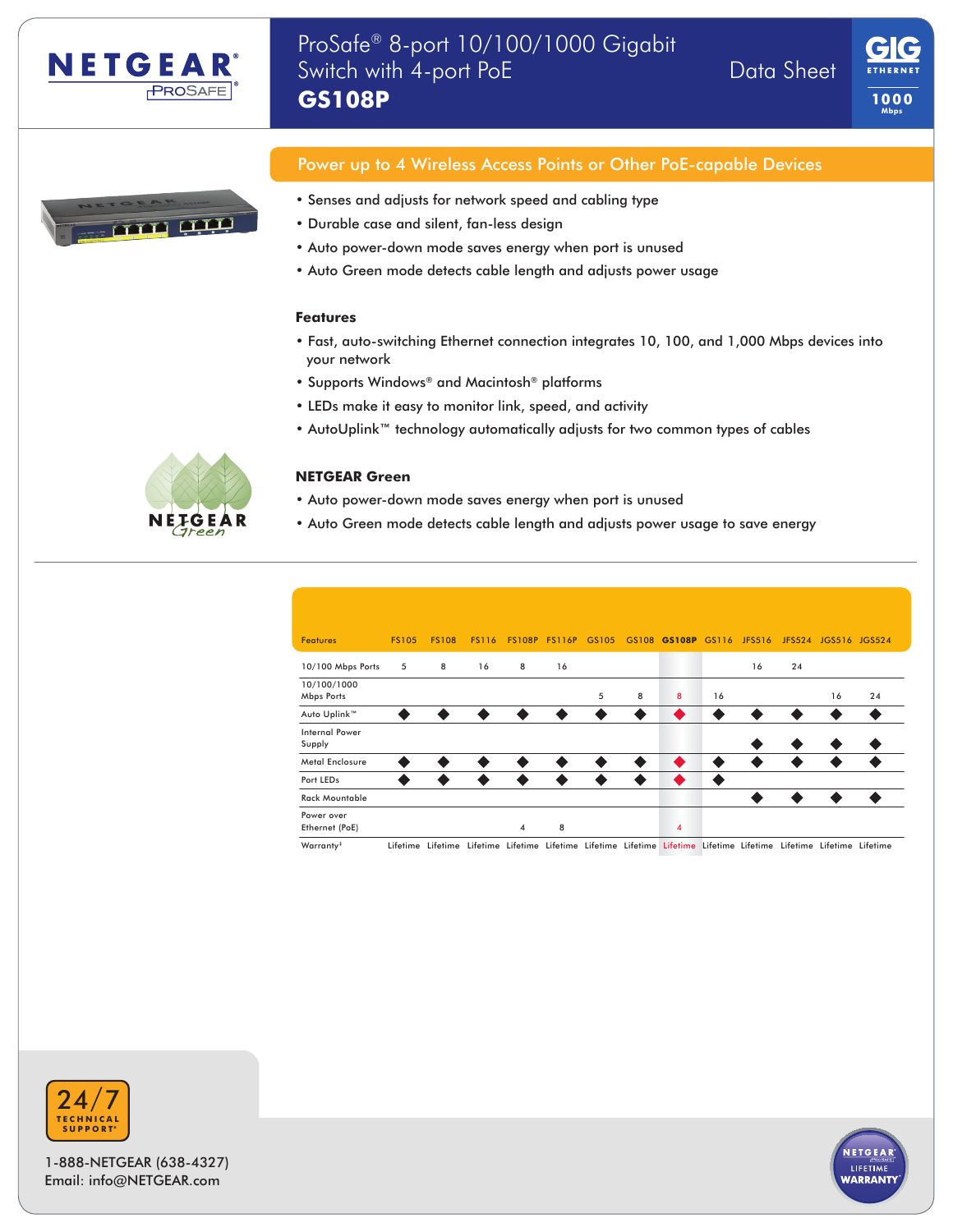# ProSafe® 8-port 10/100/1000 Gigabit Switch with 4-port PoE

## GS108P

Data Sheet

## Power up to 4 Wireless Access Points or Other PoE-capable Devices

- Senses and adjusts for network speed and cabling type
- Durable case and silent, fan-less design
- Auto power-down mode saves energy when port is unused
- Auto Green mode detects cable length and adjusts power usage

### Features

- Fast, auto-switching Ethernet connection integrates 10, 100, and 1,000 Mbps devices into your network
- Supports Windows® and Macintosh® platforms
- LEDs make it easy to monitor link, speed, and activity
- AutoUplink™ technology automatically adjusts for two common types of cables

### NETGEAR Green

- Auto power-down mode saves energy when port is unused
- Auto Green mode detects cable length and adjusts power usage to save energy

| Features | FS105 | FS108 | FS116 | FS108P | FS116P | GS105 | GS108 | **GS108P** | GS116 | JFS516 | JFS524 | JGS516 | JGS524 |
|---|---|---|---|---|---|---|---|---|---|---|---|---|---|
| 10/100 Mbps Ports | 5 | 8 | 16 | 8 | 16 | | | | | 16 | 24 | | |
| 10/100/1000 Mbps Ports | | | | | | 5 | 8 | 8 | 16 | | | 16 | 24 |
| Auto Uplink™ | ◆ | ◆ | ◆ | ◆ | ◆ | ◆ | ◆ | ◆ | ◆ | ◆ | ◆ | ◆ | ◆ |
| Internal Power Supply | | | | | | | | | | ◆ | ◆ | ◆ | ◆ |
| Metal Enclosure | ◆ | ◆ | ◆ | ◆ | ◆ | ◆ | ◆ | ◆ | ◆ | ◆ | ◆ | ◆ | ◆ |
| Port LEDs | ◆ | ◆ | ◆ | ◆ | ◆ | ◆ | ◆ | ◆ | ◆ | | | | |
| Rack Mountable | | | | | | | | | | ◆ | ◆ | ◆ | ◆ |
| Power over Ethernet (PoE) | | | | 4 | 8 | | | 4 | | | | | |
| Warranty‡ | Lifetime | Lifetime | Lifetime | Lifetime | Lifetime | Lifetime | Lifetime | Lifetime | Lifetime | Lifetime | Lifetime | Lifetime | Lifetime |

24/7 TECHNICAL SUPPORT*

1-888-NETGEAR (638-4327)
Email: info@NETGEAR.com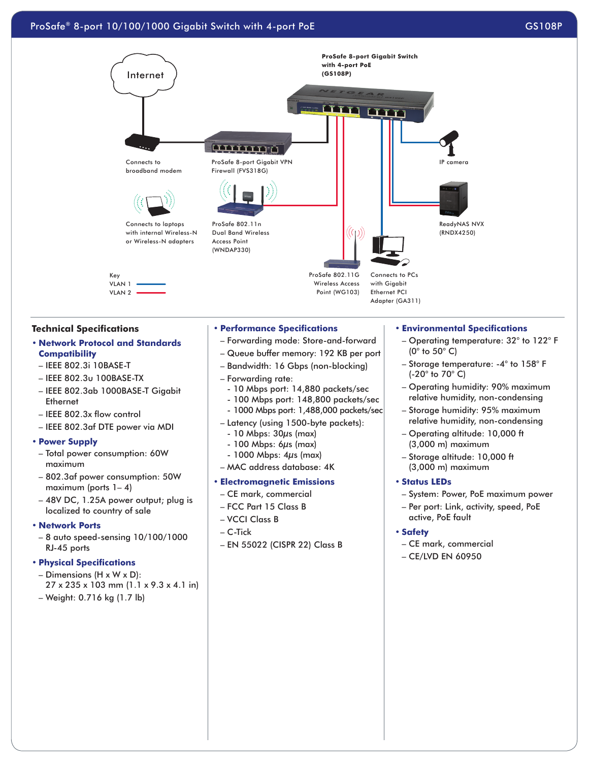# ProSafe® 8-port 10/100/1000 Gigabit Switch with 4-port PoE — GS108P

Internet

ProSafe 8-port Gigabit Switch with 4-port PoE (GS108P)

Connects to broadband modem

ProSafe 8-port Gigabit VPN Firewall (FVS318G)

IP camera

Connects to laptops with internal Wireless-N or Wireless-N adapters

ProSafe 802.11n Dual Band Wireless Access Point (WNDAP330)

ReadyNAS NVX (RNDX4250)

Key
VLAN 1
VLAN 2

ProSafe 802.11G Wireless Access Point (WG103)

Connects to PCs with Gigabit Ethernet PCI Adapter (GA311)

## Technical Specifications

- **Network Protocol and Standards Compatibility**
  - IEEE 802.3i 10BASE-T
  - IEEE 802.3u 100BASE-TX
  - IEEE 802.3ab 1000BASE-T Gigabit Ethernet
  - IEEE 802.3x flow control
  - IEEE 802.3af DTE power via MDI
- **Power Supply**
  - Total power consumption: 60W maximum
  - 802.3af power consumption: 50W maximum (ports 1– 4)
  - 48V DC, 1.25A power output; plug is localized to country of sale
- **Network Ports**
  - 8 auto speed-sensing 10/100/1000 RJ-45 ports
- **Physical Specifications**
  - Dimensions (H x W x D): 27 x 235 x 103 mm (1.1 x 9.3 x 4.1 in)
  - Weight: 0.716 kg (1.7 lb)
- **Performance Specifications**
  - Forwarding mode: Store-and-forward
  - Queue buffer memory: 192 KB per port
  - Bandwidth: 16 Gbps (non-blocking)
  - Forwarding rate:
    - 10 Mbps port: 14,880 packets/sec
    - 100 Mbps port: 148,800 packets/sec
    - 1000 Mbps port: 1,488,000 packets/sec
  - Latency (using 1500-byte packets):
    - 10 Mbps: 30µs (max)
    - 100 Mbps: 6µs (max)
    - 1000 Mbps: 4µs (max)
  - MAC address database: 4K
- **Electromagnetic Emissions**
  - CE mark, commercial
  - FCC Part 15 Class B
  - VCCI Class B
  - C-Tick
  - EN 55022 (CISPR 22) Class B
- **Environmental Specifications**
  - Operating temperature: 32° to 122° F (0° to 50° C)
  - Storage temperature: -4° to 158° F (-20° to 70° C)
  - Operating humidity: 90% maximum relative humidity, non-condensing
  - Storage humidity: 95% maximum relative humidity, non-condensing
  - Operating altitude: 10,000 ft (3,000 m) maximum
  - Storage altitude: 10,000 ft (3,000 m) maximum
- **Status LEDs**
  - System: Power, PoE maximum power
  - Per port: Link, activity, speed, PoE active, PoE fault
- **Safety**
  - CE mark, commercial
  - CE/LVD EN 60950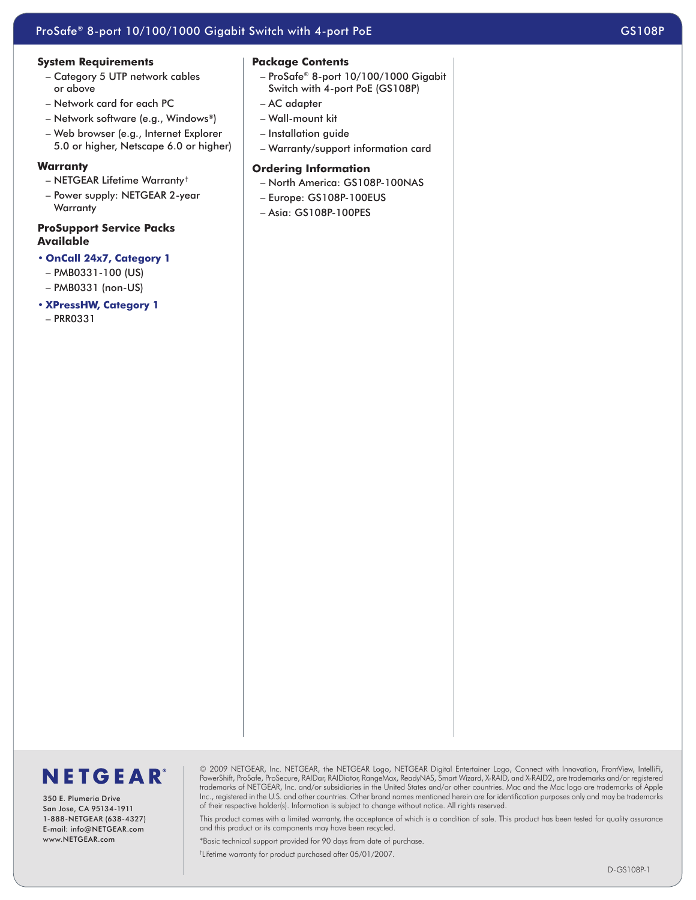### System Requirements

- Category 5 UTP network cables or above
- Network card for each PC
- Network software (e.g., Windows®)
- Web browser (e.g., Internet Explorer 5.0 or higher, Netscape 6.0 or higher)

### Warranty

- NETGEAR Lifetime Warranty†
- Power supply: NETGEAR 2-year Warranty

### ProSupport Service Packs Available

- **OnCall 24x7, Category 1**
  - PMB0331-100 (US)
  - PMB0331 (non-US)
- **XPressHW, Category 1**
  - PRR0331

### Package Contents

- ProSafe® 8-port 10/100/1000 Gigabit Switch with 4-port PoE (GS108P)
- AC adapter
- Wall-mount kit
- Installation guide
- Warranty/support information card

### Ordering Information

- North America: GS108P-100NAS
- Europe: GS108P-100EUS
- Asia: GS108P-100PES

**NETGEAR®**

350 E. Plumeria Drive
San Jose, CA 95134-1911
1-888-NETGEAR (638-4327)
E-mail: info@NETGEAR.com
www.NETGEAR.com

© 2009 NETGEAR, Inc. NETGEAR, the NETGEAR Logo, NETGEAR Digital Entertainer Logo, Connect with Innovation, FrontView, IntelliFi, PowerShift, ProSafe, ProSecure, RAIDar, RAIDiator, RangeMax, ReadyNAS, Smart Wizard, X-RAID, and X-RAID2, are trademarks and/or registered trademarks of NETGEAR, Inc. and/or subsidiaries in the United States and/or other countries. Mac and the Mac logo are trademarks of Apple Inc., registered in the U.S. and other countries. Other brand names mentioned herein are for identification purposes only and may be trademarks of their respective holder(s). Information is subject to change without notice. All rights reserved.

This product comes with a limited warranty, the acceptance of which is a condition of sale. This product has been tested for quality assurance and this product or its components may have been recycled.

*Basic technical support provided for 90 days from date of purchase.

†Lifetime warranty for product purchased after 05/01/2007.

D-GS108P-1